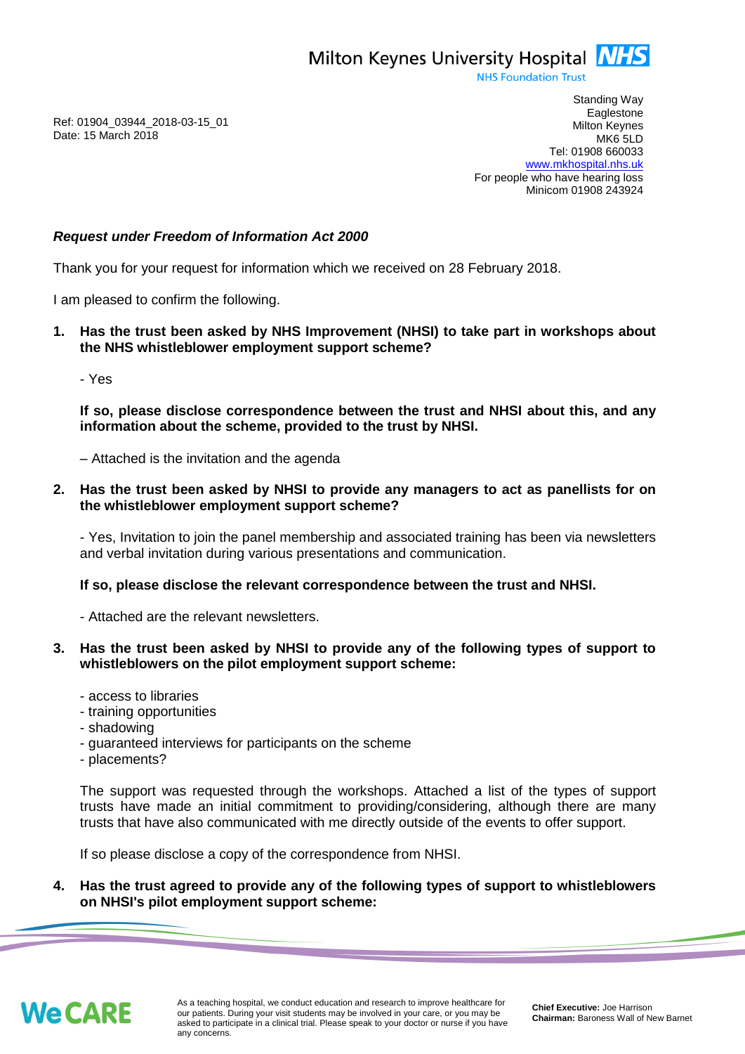Milton Keynes University Hospital NHS
NHS Foundation Trust

Standing Way
Eaglestone
Milton Keynes
MK6 5LD
Tel: 01908 660033
www.mkhospital.nhs.uk
For people who have hearing loss
Minicom 01908 243924

Ref: 01904_03944_2018-03-15_01
Date: 15 March 2018

***Request under Freedom of Information Act 2000***

Thank you for your request for information which we received on 28 February 2018.

I am pleased to confirm the following.

1. **Has the trust been asked by NHS Improvement (NHSI) to take part in workshops about the NHS whistleblower employment support scheme?**

   - Yes

   **If so, please disclose correspondence between the trust and NHSI about this, and any information about the scheme, provided to the trust by NHSI.**

   – Attached is the invitation and the agenda

2. **Has the trust been asked by NHSI to provide any managers to act as panellists for on the whistleblower employment support scheme?**

   - Yes, Invitation to join the panel membership and associated training has been via newsletters and verbal invitation during various presentations and communication.

   **If so, please disclose the relevant correspondence between the trust and NHSI.**

   - Attached are the relevant newsletters.

3. **Has the trust been asked by NHSI to provide any of the following types of support to whistleblowers on the pilot employment support scheme:**

   - access to libraries
   - training opportunities
   - shadowing
   - guaranteed interviews for participants on the scheme
   - placements?

   The support was requested through the workshops. Attached a list of the types of support trusts have made an initial commitment to providing/considering, although there are many trusts that have also communicated with me directly outside of the events to offer support.

   If so please disclose a copy of the correspondence from NHSI.

4. **Has the trust agreed to provide any of the following types of support to whistleblowers on NHSI's pilot employment support scheme:**

We CARE

As a teaching hospital, we conduct education and research to improve healthcare for our patients. During your visit students may be involved in your care, or you may be asked to participate in a clinical trial. Please speak to your doctor or nurse if you have any concerns.

**Chief Executive:** Joe Harrison
**Chairman:** Baroness Wall of New Barnet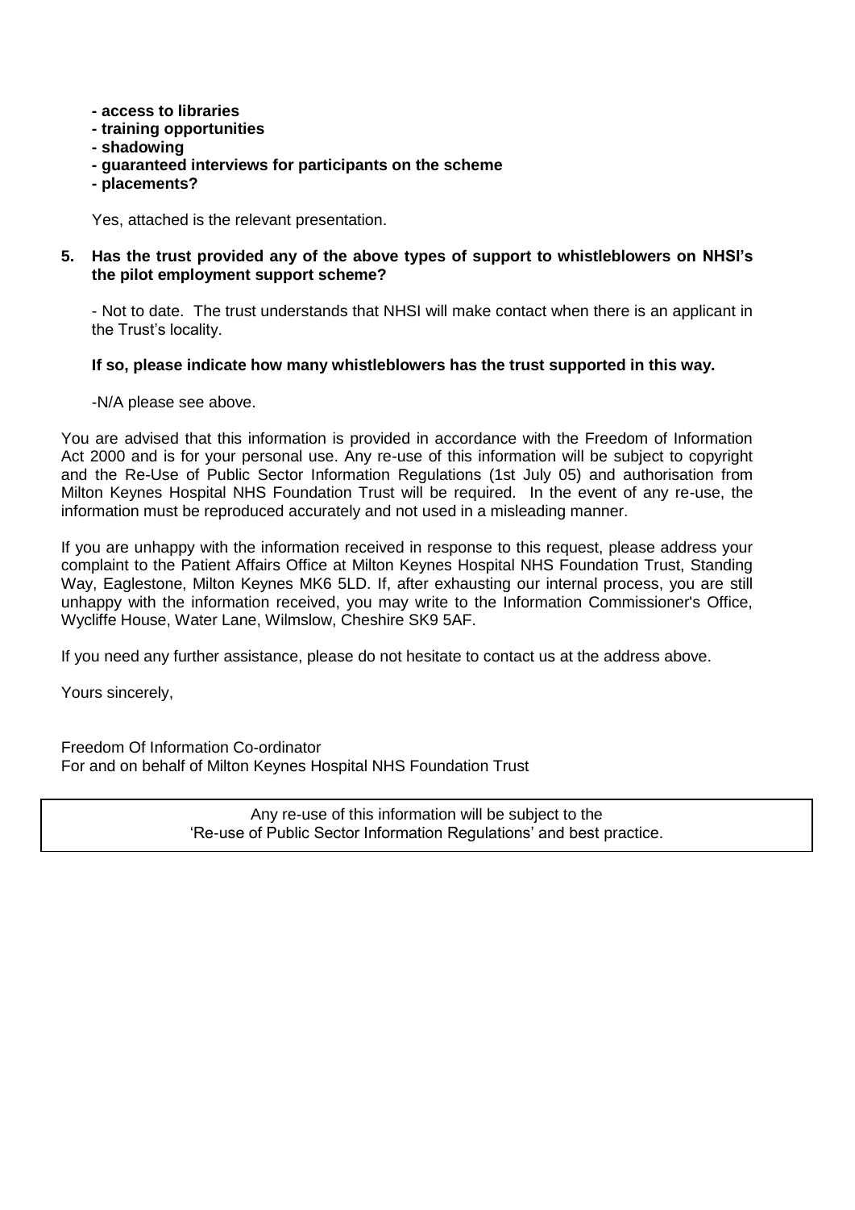- **access to libraries**
- **training opportunities**
- **shadowing**
- **guaranteed interviews for participants on the scheme**
- **placements?**

Yes, attached is the relevant presentation.

**5. Has the trust provided any of the above types of support to whistleblowers on NHSI's the pilot employment support scheme?**

- Not to date. The trust understands that NHSI will make contact when there is an applicant in the Trust's locality.

**If so, please indicate how many whistleblowers has the trust supported in this way.**

-N/A please see above.

You are advised that this information is provided in accordance with the Freedom of Information Act 2000 and is for your personal use. Any re-use of this information will be subject to copyright and the Re-Use of Public Sector Information Regulations (1st July 05) and authorisation from Milton Keynes Hospital NHS Foundation Trust will be required. In the event of any re-use, the information must be reproduced accurately and not used in a misleading manner.

If you are unhappy with the information received in response to this request, please address your complaint to the Patient Affairs Office at Milton Keynes Hospital NHS Foundation Trust, Standing Way, Eaglestone, Milton Keynes MK6 5LD. If, after exhausting our internal process, you are still unhappy with the information received, you may write to the Information Commissioner's Office, Wycliffe House, Water Lane, Wilmslow, Cheshire SK9 5AF.

If you need any further assistance, please do not hesitate to contact us at the address above.

Yours sincerely,

Freedom Of Information Co-ordinator
For and on behalf of Milton Keynes Hospital NHS Foundation Trust

Any re-use of this information will be subject to the
'Re-use of Public Sector Information Regulations' and best practice.